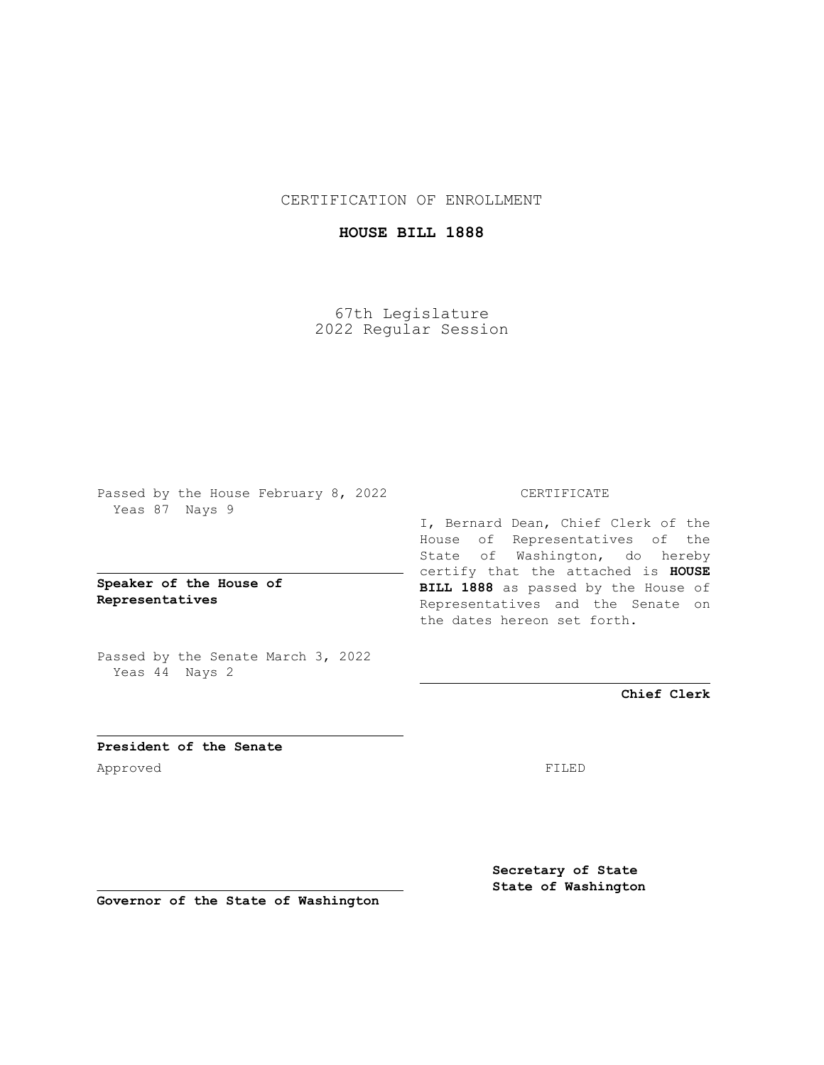CERTIFICATION OF ENROLLMENT

**HOUSE BILL 1888**

67th Legislature
2022 Regular Session

Passed by the House February 8, 2022
Yeas 87 Nays 9

**Speaker of the House of Representatives**

Passed by the Senate March 3, 2022
Yeas 44 Nays 2

**President of the Senate**

Approved

**Governor of the State of Washington**

CERTIFICATE

I, Bernard Dean, Chief Clerk of the House of Representatives of the State of Washington, do hereby certify that the attached is **HOUSE BILL 1888** as passed by the House of Representatives and the Senate on the dates hereon set forth.

**Chief Clerk**

FILED

**Secretary of State**
**State of Washington**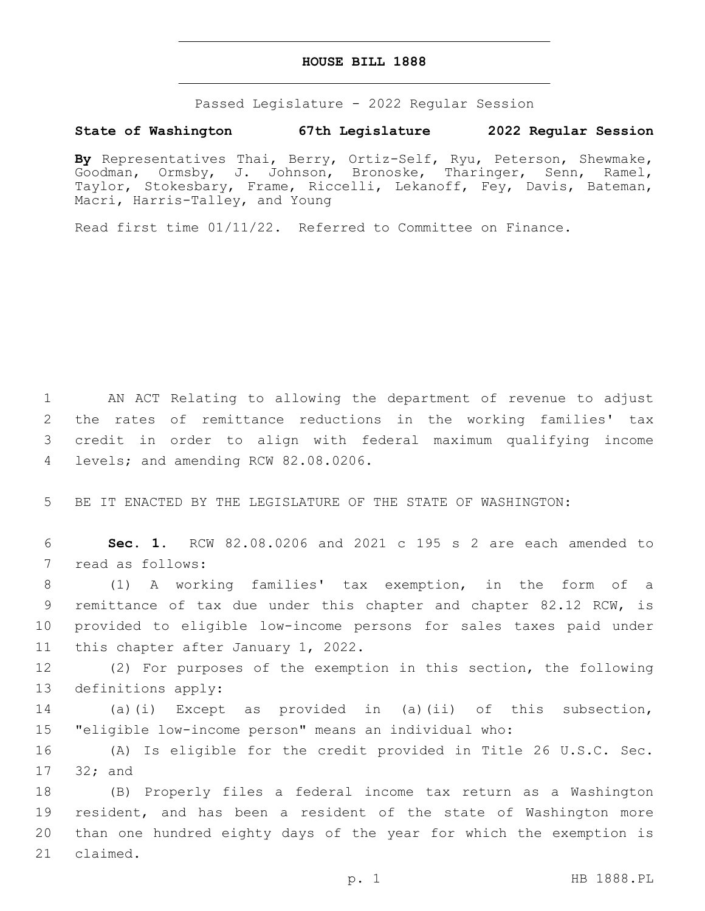# HOUSE BILL 1888

Passed Legislature - 2022 Regular Session

**State of Washington 67th Legislature 2022 Regular Session**

**By** Representatives Thai, Berry, Ortiz-Self, Ryu, Peterson, Shewmake, Goodman, Ormsby, J. Johnson, Bronoske, Tharinger, Senn, Ramel, Taylor, Stokesbary, Frame, Riccelli, Lekanoff, Fey, Davis, Bateman, Macri, Harris-Talley, and Young

Read first time 01/11/22. Referred to Committee on Finance.

1 AN ACT Relating to allowing the department of revenue to adjust
2 the rates of remittance reductions in the working families' tax
3 credit in order to align with federal maximum qualifying income
4 levels; and amending RCW 82.08.0206.

5 BE IT ENACTED BY THE LEGISLATURE OF THE STATE OF WASHINGTON:

6 **Sec. 1.** RCW 82.08.0206 and 2021 c 195 s 2 are each amended to
7 read as follows:

8 (1) A working families' tax exemption, in the form of a
9 remittance of tax due under this chapter and chapter 82.12 RCW, is
10 provided to eligible low-income persons for sales taxes paid under
11 this chapter after January 1, 2022.

12 (2) For purposes of the exemption in this section, the following
13 definitions apply:

14 (a)(i) Except as provided in (a)(ii) of this subsection,
15 "eligible low-income person" means an individual who:

16 (A) Is eligible for the credit provided in Title 26 U.S.C. Sec.
17 32; and

18 (B) Properly files a federal income tax return as a Washington
19 resident, and has been a resident of the state of Washington more
20 than one hundred eighty days of the year for which the exemption is
21 claimed.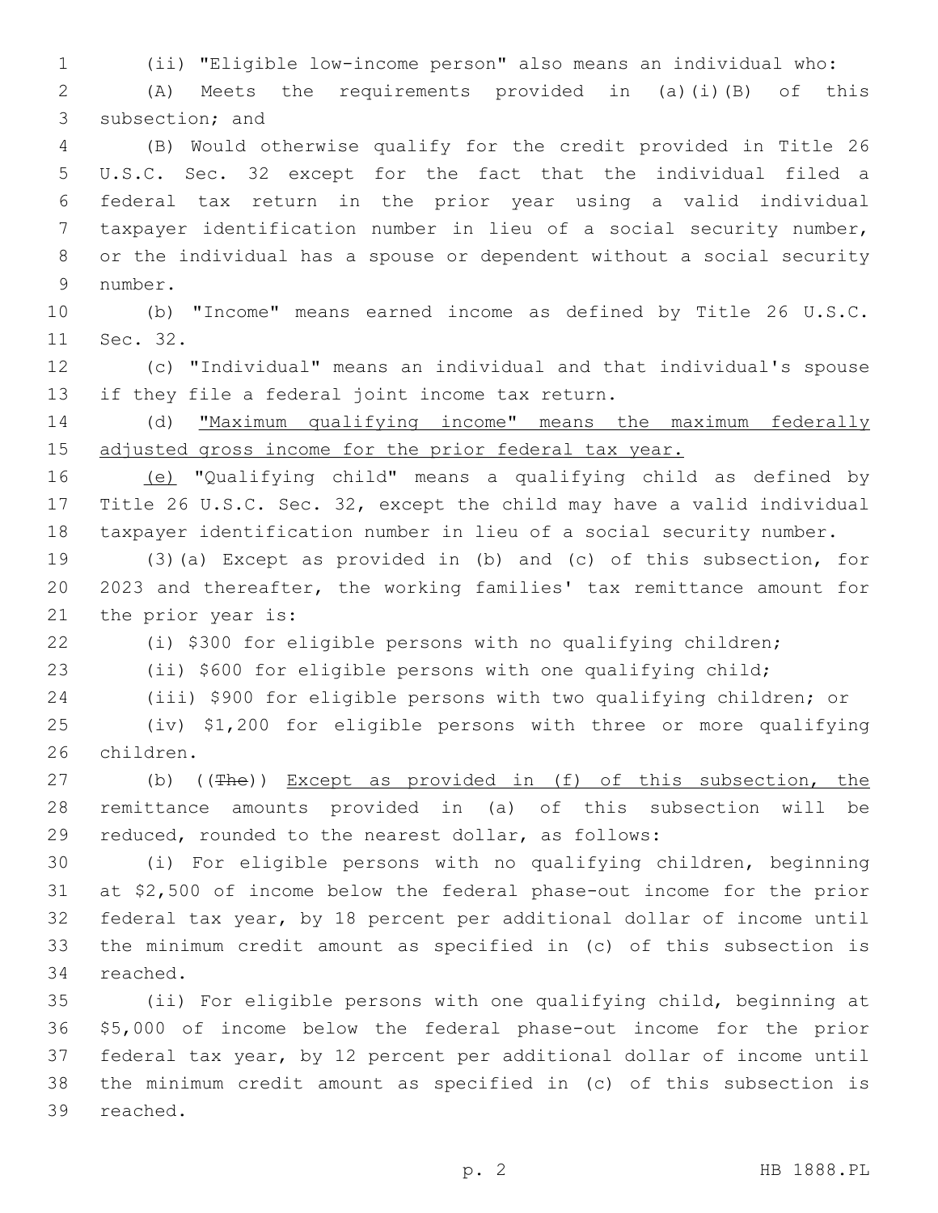(ii) "Eligible low-income person" also means an individual who:

(A) Meets the requirements provided in (a)(i)(B) of this subsection; and

(B) Would otherwise qualify for the credit provided in Title 26 U.S.C. Sec. 32 except for the fact that the individual filed a federal tax return in the prior year using a valid individual taxpayer identification number in lieu of a social security number, or the individual has a spouse or dependent without a social security number.

(b) "Income" means earned income as defined by Title 26 U.S.C. Sec. 32.

(c) "Individual" means an individual and that individual's spouse if they file a federal joint income tax return.

(d) <u>"Maximum qualifying income" means the maximum federally adjusted gross income for the prior federal tax year.</u>

<u>(e)</u> "Qualifying child" means a qualifying child as defined by Title 26 U.S.C. Sec. 32, except the child may have a valid individual taxpayer identification number in lieu of a social security number.

(3)(a) Except as provided in (b) and (c) of this subsection, for 2023 and thereafter, the working families' tax remittance amount for the prior year is:

(i) $300 for eligible persons with no qualifying children;

(ii) $600 for eligible persons with one qualifying child;

(iii) $900 for eligible persons with two qualifying children; or

(iv) $1,200 for eligible persons with three or more qualifying children.

(b) ((~~The~~)) <u>Except as provided in (f) of this subsection, the</u> remittance amounts provided in (a) of this subsection will be reduced, rounded to the nearest dollar, as follows:

(i) For eligible persons with no qualifying children, beginning at $2,500 of income below the federal phase-out income for the prior federal tax year, by 18 percent per additional dollar of income until the minimum credit amount as specified in (c) of this subsection is reached.

(ii) For eligible persons with one qualifying child, beginning at $5,000 of income below the federal phase-out income for the prior federal tax year, by 12 percent per additional dollar of income until the minimum credit amount as specified in (c) of this subsection is reached.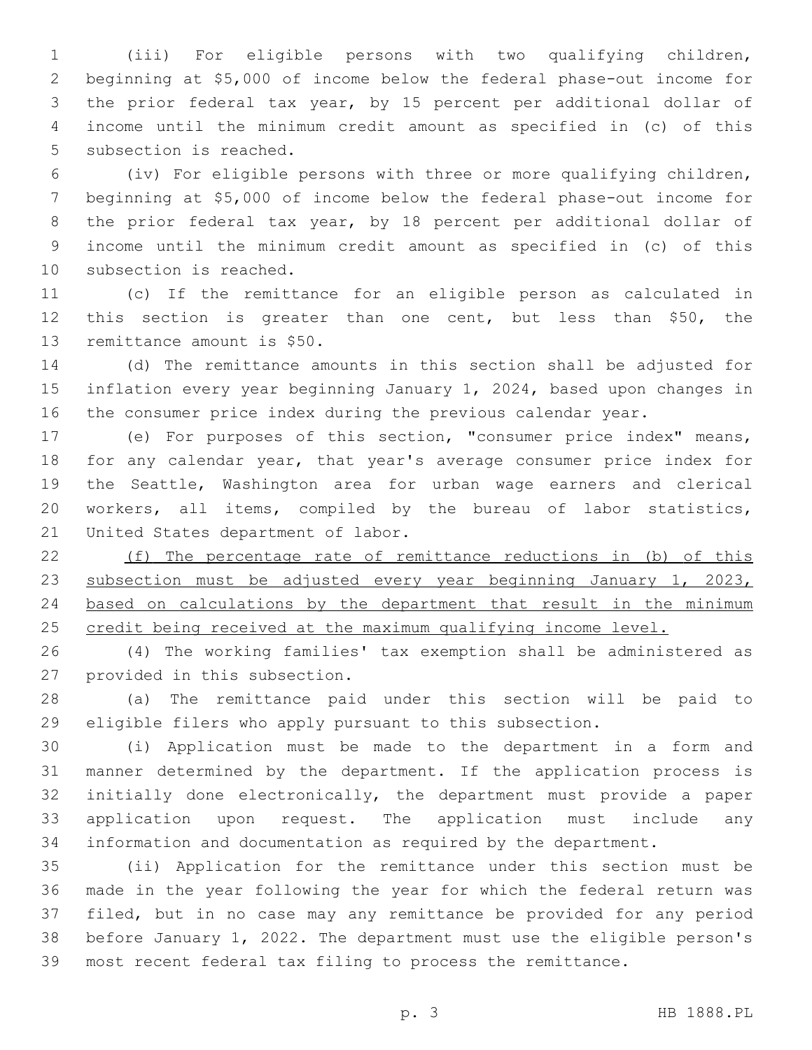(iii) For eligible persons with two qualifying children, beginning at $5,000 of income below the federal phase-out income for the prior federal tax year, by 15 percent per additional dollar of income until the minimum credit amount as specified in (c) of this subsection is reached.

(iv) For eligible persons with three or more qualifying children, beginning at $5,000 of income below the federal phase-out income for the prior federal tax year, by 18 percent per additional dollar of income until the minimum credit amount as specified in (c) of this subsection is reached.

(c) If the remittance for an eligible person as calculated in this section is greater than one cent, but less than $50, the remittance amount is $50.

(d) The remittance amounts in this section shall be adjusted for inflation every year beginning January 1, 2024, based upon changes in the consumer price index during the previous calendar year.

(e) For purposes of this section, "consumer price index" means, for any calendar year, that year's average consumer price index for the Seattle, Washington area for urban wage earners and clerical workers, all items, compiled by the bureau of labor statistics, United States department of labor.

<u>(f) The percentage rate of remittance reductions in (b) of this subsection must be adjusted every year beginning January 1, 2023, based on calculations by the department that result in the minimum credit being received at the maximum qualifying income level.</u>

(4) The working families' tax exemption shall be administered as provided in this subsection.

(a) The remittance paid under this section will be paid to eligible filers who apply pursuant to this subsection.

(i) Application must be made to the department in a form and manner determined by the department. If the application process is initially done electronically, the department must provide a paper application upon request. The application must include any information and documentation as required by the department.

(ii) Application for the remittance under this section must be made in the year following the year for which the federal return was filed, but in no case may any remittance be provided for any period before January 1, 2022. The department must use the eligible person's most recent federal tax filing to process the remittance.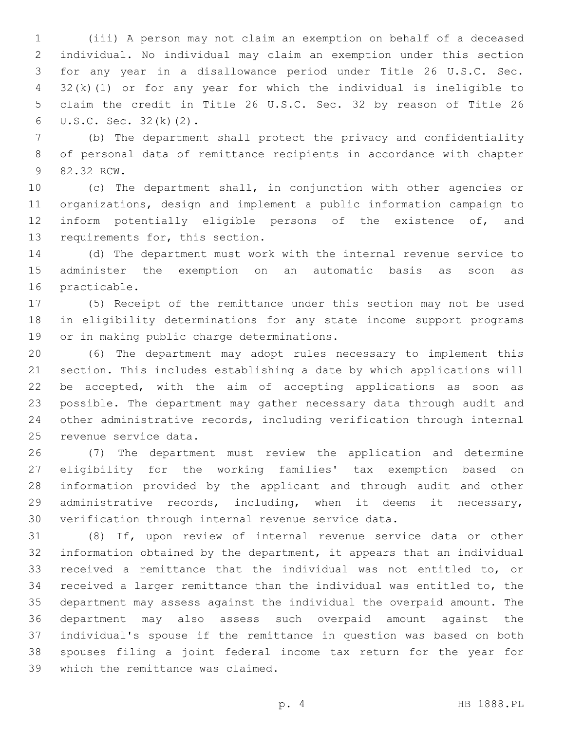(iii) A person may not claim an exemption on behalf of a deceased individual. No individual may claim an exemption under this section for any year in a disallowance period under Title 26 U.S.C. Sec. 32(k)(1) or for any year for which the individual is ineligible to claim the credit in Title 26 U.S.C. Sec. 32 by reason of Title 26 U.S.C. Sec. 32(k)(2).

(b) The department shall protect the privacy and confidentiality of personal data of remittance recipients in accordance with chapter 82.32 RCW.

(c) The department shall, in conjunction with other agencies or organizations, design and implement a public information campaign to inform potentially eligible persons of the existence of, and requirements for, this section.

(d) The department must work with the internal revenue service to administer the exemption on an automatic basis as soon as practicable.

(5) Receipt of the remittance under this section may not be used in eligibility determinations for any state income support programs or in making public charge determinations.

(6) The department may adopt rules necessary to implement this section. This includes establishing a date by which applications will be accepted, with the aim of accepting applications as soon as possible. The department may gather necessary data through audit and other administrative records, including verification through internal revenue service data.

(7) The department must review the application and determine eligibility for the working families' tax exemption based on information provided by the applicant and through audit and other administrative records, including, when it deems it necessary, verification through internal revenue service data.

(8) If, upon review of internal revenue service data or other information obtained by the department, it appears that an individual received a remittance that the individual was not entitled to, or received a larger remittance than the individual was entitled to, the department may assess against the individual the overpaid amount. The department may also assess such overpaid amount against the individual's spouse if the remittance in question was based on both spouses filing a joint federal income tax return for the year for which the remittance was claimed.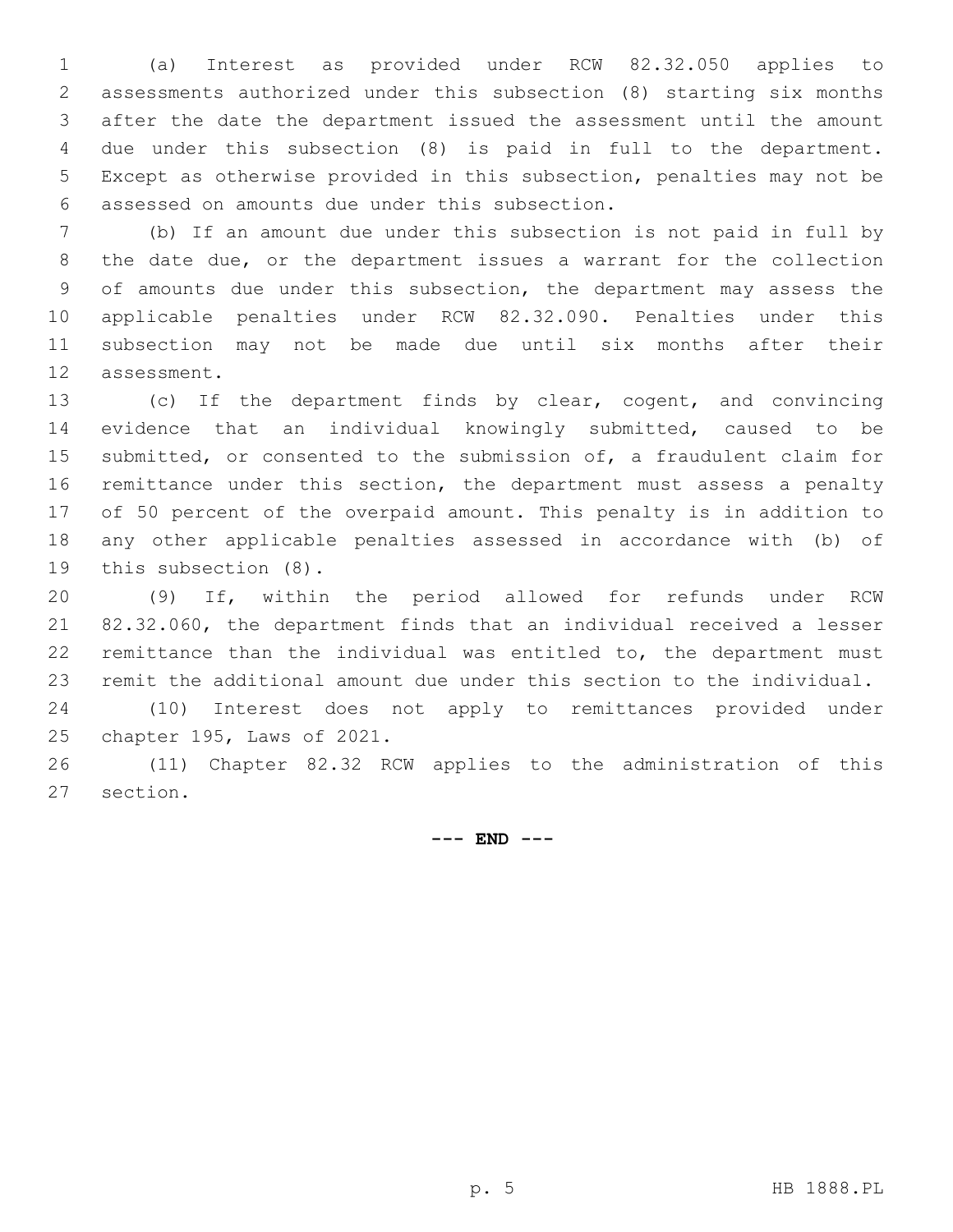(a) Interest as provided under RCW 82.32.050 applies to assessments authorized under this subsection (8) starting six months after the date the department issued the assessment until the amount due under this subsection (8) is paid in full to the department. Except as otherwise provided in this subsection, penalties may not be assessed on amounts due under this subsection.

(b) If an amount due under this subsection is not paid in full by the date due, or the department issues a warrant for the collection of amounts due under this subsection, the department may assess the applicable penalties under RCW 82.32.090. Penalties under this subsection may not be made due until six months after their assessment.

(c) If the department finds by clear, cogent, and convincing evidence that an individual knowingly submitted, caused to be submitted, or consented to the submission of, a fraudulent claim for remittance under this section, the department must assess a penalty of 50 percent of the overpaid amount. This penalty is in addition to any other applicable penalties assessed in accordance with (b) of this subsection (8).

(9) If, within the period allowed for refunds under RCW 82.32.060, the department finds that an individual received a lesser remittance than the individual was entitled to, the department must remit the additional amount due under this section to the individual.

(10) Interest does not apply to remittances provided under chapter 195, Laws of 2021.

(11) Chapter 82.32 RCW applies to the administration of this section.

**--- END ---**